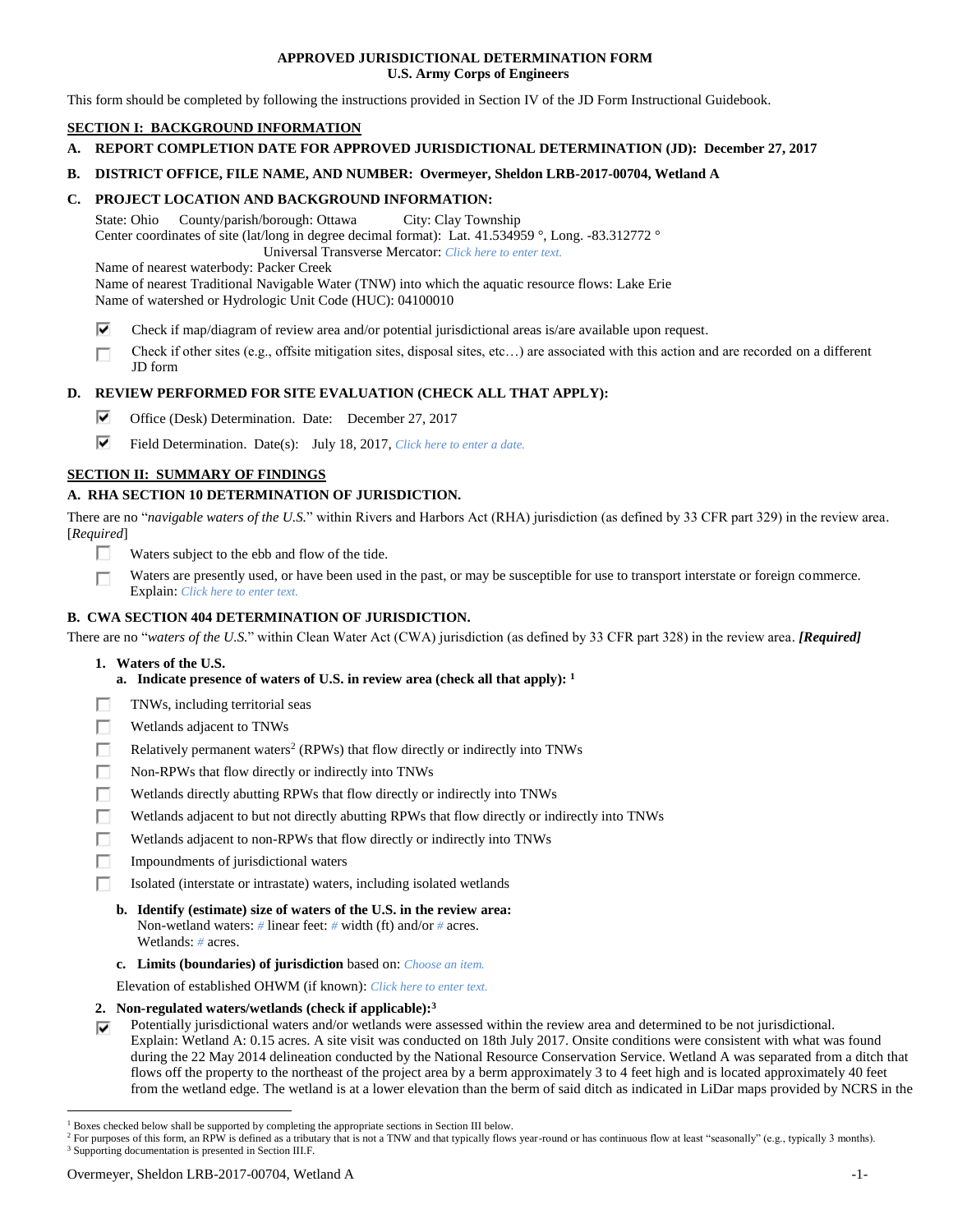**APPROVED JURISDICTIONAL DETERMINATION FORM**
**U.S. Army Corps of Engineers**

This form should be completed by following the instructions provided in Section IV of the JD Form Instructional Guidebook.

## SECTION I: BACKGROUND INFORMATION

**A. REPORT COMPLETION DATE FOR APPROVED JURISDICTIONAL DETERMINATION (JD): December 27, 2017**

**B. DISTRICT OFFICE, FILE NAME, AND NUMBER: Overmeyer, Sheldon LRB-2017-00704, Wetland A**

**C. PROJECT LOCATION AND BACKGROUND INFORMATION:**

State: Ohio County/parish/borough: Ottawa City: Clay Township
Center coordinates of site (lat/long in degree decimal format): Lat. 41.534959 °, Long. -83.312772 °
Universal Transverse Mercator: *Click here to enter text.*
Name of nearest waterbody: Packer Creek
Name of nearest Traditional Navigable Water (TNW) into which the aquatic resource flows: Lake Erie
Name of watershed or Hydrologic Unit Code (HUC): 04100010

- ☑ Check if map/diagram of review area and/or potential jurisdictional areas is/are available upon request.
- ☐ Check if other sites (e.g., offsite mitigation sites, disposal sites, etc…) are associated with this action and are recorded on a different JD form

**D. REVIEW PERFORMED FOR SITE EVALUATION (CHECK ALL THAT APPLY):**

- ☑ Office (Desk) Determination. Date: December 27, 2017
- ☑ Field Determination. Date(s): July 18, 2017, *Click here to enter a date.*

## SECTION II: SUMMARY OF FINDINGS

**A. RHA SECTION 10 DETERMINATION OF JURISDICTION.**

There are no "*navigable waters of the U.S.*" within Rivers and Harbors Act (RHA) jurisdiction (as defined by 33 CFR part 329) in the review area. [*Required*]

- ☐ Waters subject to the ebb and flow of the tide.
- ☐ Waters are presently used, or have been used in the past, or may be susceptible for use to transport interstate or foreign commerce. Explain: *Click here to enter text.*

**B. CWA SECTION 404 DETERMINATION OF JURISDICTION.**

There are no "*waters of the U.S.*" within Clean Water Act (CWA) jurisdiction (as defined by 33 CFR part 328) in the review area. ***[Required]***

**1. Waters of the U.S.**

**a. Indicate presence of waters of U.S. in review area (check all that apply): [1]**

- ☐ TNWs, including territorial seas
- ☐ Wetlands adjacent to TNWs
- ☐ Relatively permanent waters[2] (RPWs) that flow directly or indirectly into TNWs
- ☐ Non-RPWs that flow directly or indirectly into TNWs
- ☐ Wetlands directly abutting RPWs that flow directly or indirectly into TNWs
- ☐ Wetlands adjacent to but not directly abutting RPWs that flow directly or indirectly into TNWs
- ☐ Wetlands adjacent to non-RPWs that flow directly or indirectly into TNWs
- ☐ Impoundments of jurisdictional waters
- ☐ Isolated (interstate or intrastate) waters, including isolated wetlands

**b. Identify (estimate) size of waters of the U.S. in the review area:**
Non-wetland waters: *#* linear feet: *#* width (ft) and/or *#* acres.
Wetlands: *#* acres.

**c. Limits (boundaries) of jurisdiction** based on: *Choose an item.*

Elevation of established OHWM (if known): *Click here to enter text.*

**2. Non-regulated waters/wetlands (check if applicable):[3]**

- ☑ Potentially jurisdictional waters and/or wetlands were assessed within the review area and determined to be not jurisdictional.
Explain: Wetland A: 0.15 acres. A site visit was conducted on 18th July 2017. Onsite conditions were consistent with what was found during the 22 May 2014 delineation conducted by the National Resource Conservation Service. Wetland A was separated from a ditch that flows off the property to the northeast of the project area by a berm approximately 3 to 4 feet high and is located approximately 40 feet from the wetland edge. The wetland is at a lower elevation than the berm of said ditch as indicated in LiDar maps provided by NCRS in the

---

[1] Boxes checked below shall be supported by completing the appropriate sections in Section III below.
[2] For purposes of this form, an RPW is defined as a tributary that is not a TNW and that typically flows year-round or has continuous flow at least "seasonally" (e.g., typically 3 months).
[3] Supporting documentation is presented in Section III.F.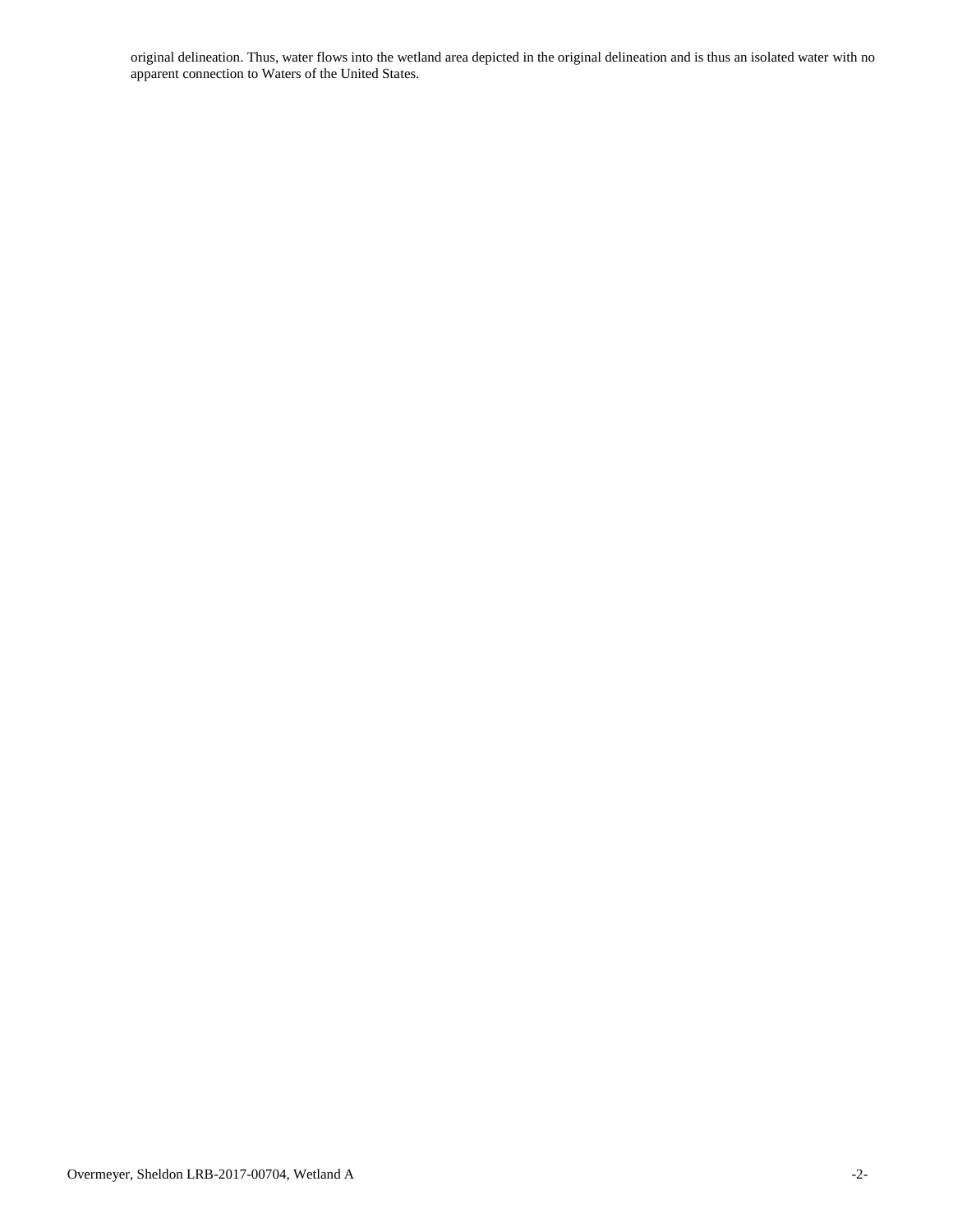original delineation. Thus, water flows into the wetland area depicted in the original delineation and is thus an isolated water with no apparent connection to Waters of the United States.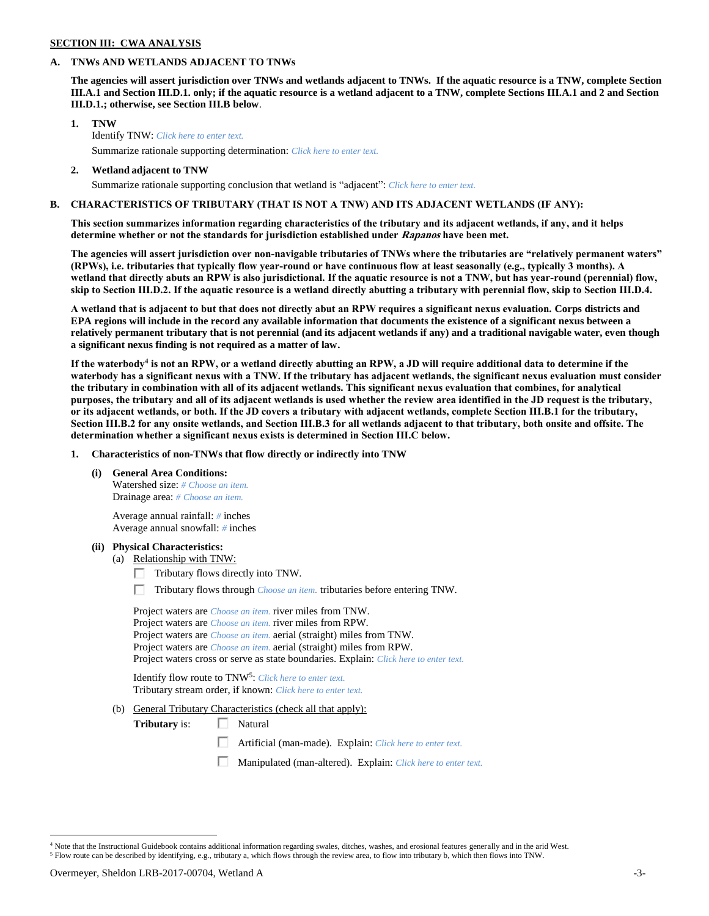**SECTION III: CWA ANALYSIS**

**A. TNWs AND WETLANDS ADJACENT TO TNWs**

**The agencies will assert jurisdiction over TNWs and wetlands adjacent to TNWs. If the aquatic resource is a TNW, complete Section III.A.1 and Section III.D.1. only; if the aquatic resource is a wetland adjacent to a TNW, complete Sections III.A.1 and 2 and Section III.D.1.; otherwise, see Section III.B below**.

**1. TNW**

Identify TNW: *Click here to enter text.*

Summarize rationale supporting determination: *Click here to enter text.*

**2. Wetland adjacent to TNW**

Summarize rationale supporting conclusion that wetland is "adjacent": *Click here to enter text.*

**B. CHARACTERISTICS OF TRIBUTARY (THAT IS NOT A TNW) AND ITS ADJACENT WETLANDS (IF ANY):**

**This section summarizes information regarding characteristics of the tributary and its adjacent wetlands, if any, and it helps determine whether or not the standards for jurisdiction established under *Rapanos* have been met.**

**The agencies will assert jurisdiction over non-navigable tributaries of TNWs where the tributaries are "relatively permanent waters" (RPWs), i.e. tributaries that typically flow year-round or have continuous flow at least seasonally (e.g., typically 3 months). A wetland that directly abuts an RPW is also jurisdictional. If the aquatic resource is not a TNW, but has year-round (perennial) flow, skip to Section III.D.2. If the aquatic resource is a wetland directly abutting a tributary with perennial flow, skip to Section III.D.4.**

**A wetland that is adjacent to but that does not directly abut an RPW requires a significant nexus evaluation. Corps districts and EPA regions will include in the record any available information that documents the existence of a significant nexus between a relatively permanent tributary that is not perennial (and its adjacent wetlands if any) and a traditional navigable water, even though a significant nexus finding is not required as a matter of law.**

**If the waterbody[4] is not an RPW, or a wetland directly abutting an RPW, a JD will require additional data to determine if the waterbody has a significant nexus with a TNW. If the tributary has adjacent wetlands, the significant nexus evaluation must consider the tributary in combination with all of its adjacent wetlands. This significant nexus evaluation that combines, for analytical purposes, the tributary and all of its adjacent wetlands is used whether the review area identified in the JD request is the tributary, or its adjacent wetlands, or both. If the JD covers a tributary with adjacent wetlands, complete Section III.B.1 for the tributary, Section III.B.2 for any onsite wetlands, and Section III.B.3 for all wetlands adjacent to that tributary, both onsite and offsite. The determination whether a significant nexus exists is determined in Section III.C below.**

**1. Characteristics of non-TNWs that flow directly or indirectly into TNW**

**(i) General Area Conditions:**

Watershed size: *# Choose an item.*
Drainage area: *# Choose an item.*

Average annual rainfall: *#* inches
Average annual snowfall: *#* inches

**(ii) Physical Characteristics:**

(a) Relationship with TNW:

- ☐ Tributary flows directly into TNW.
- ☐ Tributary flows through *Choose an item.* tributaries before entering TNW.

Project waters are *Choose an item.* river miles from TNW.
Project waters are *Choose an item.* river miles from RPW.
Project waters are *Choose an item.* aerial (straight) miles from TNW.
Project waters are *Choose an item.* aerial (straight) miles from RPW.
Project waters cross or serve as state boundaries. Explain: *Click here to enter text.*

Identify flow route to TNW[5]: *Click here to enter text.*
Tributary stream order, if known: *Click here to enter text.*

(b) General Tributary Characteristics (check all that apply):

**Tributary** is:
- ☐ Natural
- ☐ Artificial (man-made). Explain: *Click here to enter text.*
- ☐ Manipulated (man-altered). Explain: *Click here to enter text.*

---

[4] Note that the Instructional Guidebook contains additional information regarding swales, ditches, washes, and erosional features generally and in the arid West.

[5] Flow route can be described by identifying, e.g., tributary a, which flows through the review area, to flow into tributary b, which then flows into TNW.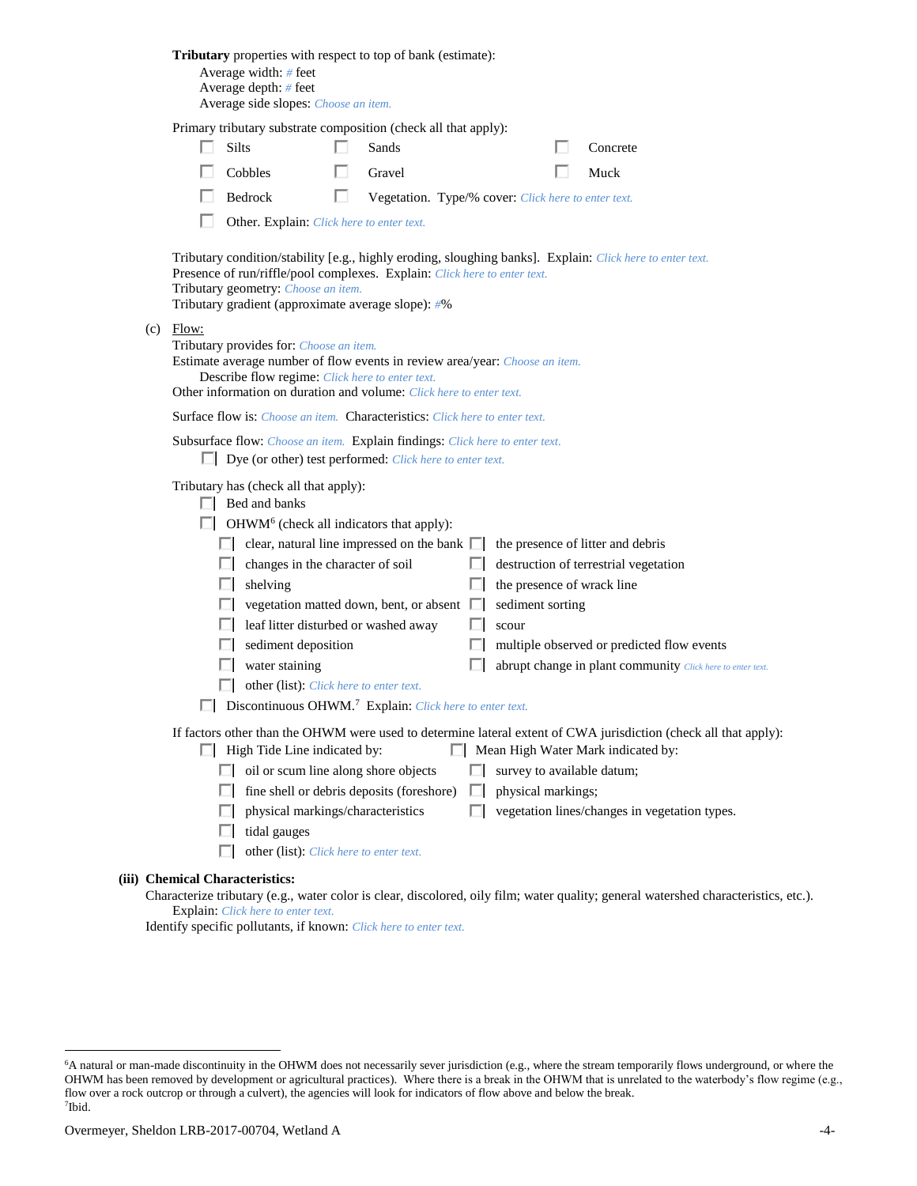**Tributary** properties with respect to top of bank (estimate):

Average width: # feet
Average depth: # feet
Average side slopes: Choose an item.

Primary tributary substrate composition (check all that apply):

- ☐ Silts
- ☐ Sands
- ☐ Concrete
- ☐ Cobbles
- ☐ Gravel
- ☐ Muck
- ☐ Bedrock
- ☐ Vegetation. Type/% cover: Click here to enter text.
- ☐ Other. Explain: Click here to enter text.

Tributary condition/stability [e.g., highly eroding, sloughing banks]. Explain: Click here to enter text.
Presence of run/riffle/pool complexes. Explain: Click here to enter text.
Tributary geometry: Choose an item.
Tributary gradient (approximate average slope): #%

(c) Flow:

Tributary provides for: Choose an item.
Estimate average number of flow events in review area/year: Choose an item.
Describe flow regime: Click here to enter text.
Other information on duration and volume: Click here to enter text.

Surface flow is: Choose an item. Characteristics: Click here to enter text.

Subsurface flow: Choose an item. Explain findings: Click here to enter text.
☐ Dye (or other) test performed: Click here to enter text.

Tributary has (check all that apply):

- ☐ Bed and banks
- ☐ OHWM[6] (check all indicators that apply):
  - ☐ clear, natural line impressed on the bank
  - ☐ the presence of litter and debris
  - ☐ changes in the character of soil
  - ☐ destruction of terrestrial vegetation
  - ☐ shelving
  - ☐ the presence of wrack line
  - ☐ vegetation matted down, bent, or absent
  - ☐ sediment sorting
  - ☐ leaf litter disturbed or washed away
  - ☐ scour
  - ☐ sediment deposition
  - ☐ multiple observed or predicted flow events
  - ☐ water staining
  - ☐ abrupt change in plant community Click here to enter text.
  - ☐ other (list): Click here to enter text.
- ☐ Discontinuous OHWM.[7] Explain: Click here to enter text.

If factors other than the OHWM were used to determine lateral extent of CWA jurisdiction (check all that apply):

- ☐ High Tide Line indicated by:
  - ☐ oil or scum line along shore objects
  - ☐ fine shell or debris deposits (foreshore)
  - ☐ physical markings/characteristics
  - ☐ tidal gauges
  - ☐ other (list): Click here to enter text.
- ☐ Mean High Water Mark indicated by:
  - ☐ survey to available datum;
  - ☐ physical markings;
  - ☐ vegetation lines/changes in vegetation types.

**(iii) Chemical Characteristics:**

Characterize tributary (e.g., water color is clear, discolored, oily film; water quality; general watershed characteristics, etc.).
Explain: Click here to enter text.
Identify specific pollutants, if known: Click here to enter text.

---

[6] A natural or man-made discontinuity in the OHWM does not necessarily sever jurisdiction (e.g., where the stream temporarily flows underground, or where the OHWM has been removed by development or agricultural practices). Where there is a break in the OHWM that is unrelated to the waterbody's flow regime (e.g., flow over a rock outcrop or through a culvert), the agencies will look for indicators of flow above and below the break.
[7] Ibid.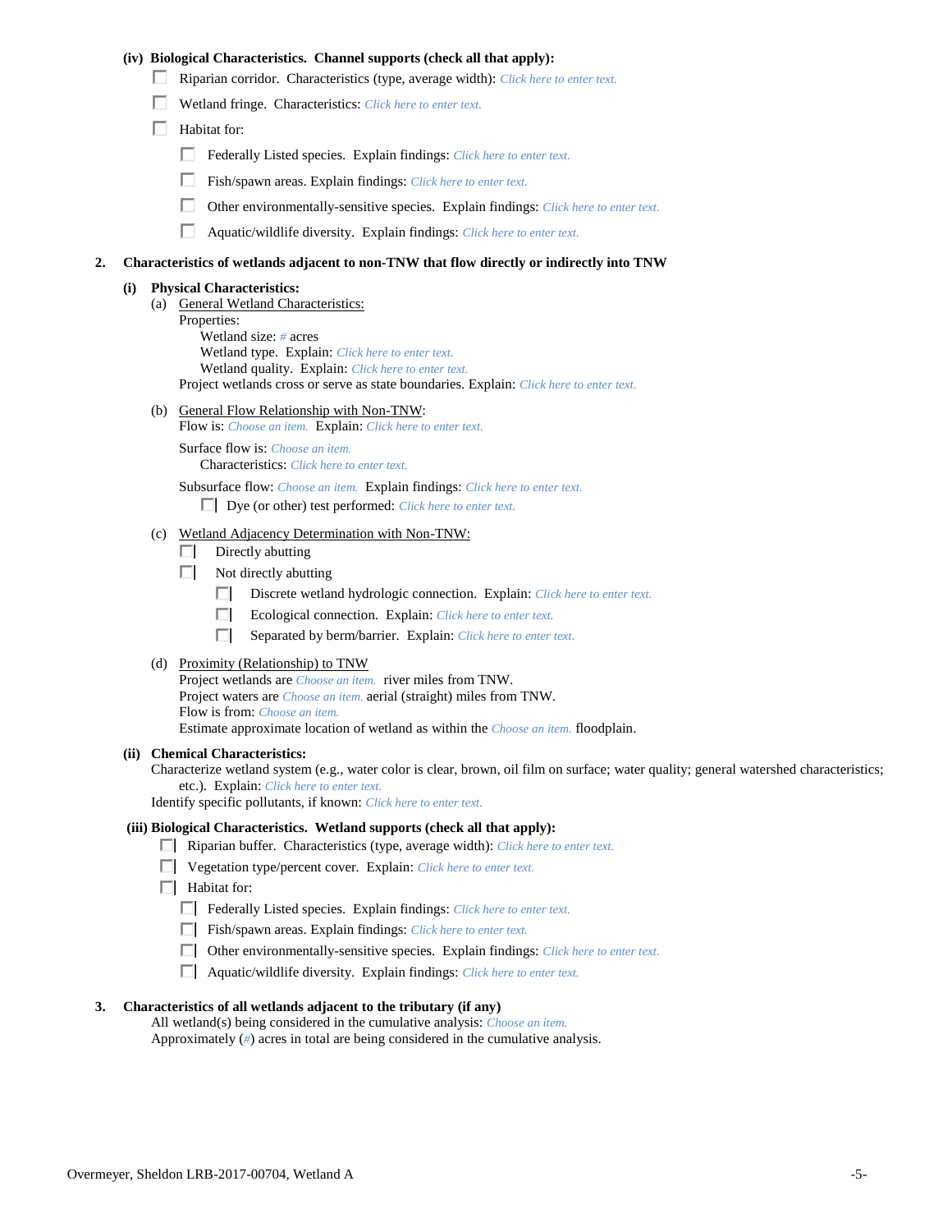**(iv) Biological Characteristics. Channel supports (check all that apply):**

- ☐ Riparian corridor. Characteristics (type, average width): *Click here to enter text.*
- ☐ Wetland fringe. Characteristics: *Click here to enter text.*
- ☐ Habitat for:
  - ☐ Federally Listed species. Explain findings: *Click here to enter text.*
  - ☐ Fish/spawn areas. Explain findings: *Click here to enter text.*
  - ☐ Other environmentally-sensitive species. Explain findings: *Click here to enter text.*
  - ☐ Aquatic/wildlife diversity. Explain findings: *Click here to enter text.*

**2. Characteristics of wetlands adjacent to non-TNW that flow directly or indirectly into TNW**

**(i) Physical Characteristics:**

(a) General Wetland Characteristics:

Properties:

Wetland size: *#* acres

Wetland type. Explain: *Click here to enter text.*

Wetland quality. Explain: *Click here to enter text.*

Project wetlands cross or serve as state boundaries. Explain: *Click here to enter text.*

(b) General Flow Relationship with Non-TNW:

Flow is: *Choose an item.* Explain: *Click here to enter text.*

Surface flow is: *Choose an item.*

Characteristics: *Click here to enter text.*

Subsurface flow: *Choose an item.* Explain findings: *Click here to enter text.*

- ☐ Dye (or other) test performed: *Click here to enter text.*

(c) Wetland Adjacency Determination with Non-TNW:

- ☐ Directly abutting
- ☐ Not directly abutting
  - ☐ Discrete wetland hydrologic connection. Explain: *Click here to enter text.*
  - ☐ Ecological connection. Explain: *Click here to enter text.*
  - ☐ Separated by berm/barrier. Explain: *Click here to enter text.*

(d) Proximity (Relationship) to TNW

Project wetlands are *Choose an item.* river miles from TNW.

Project waters are *Choose an item.* aerial (straight) miles from TNW.

Flow is from: *Choose an item.*

Estimate approximate location of wetland as within the *Choose an item.* floodplain.

**(ii) Chemical Characteristics:**

Characterize wetland system (e.g., water color is clear, brown, oil film on surface; water quality; general watershed characteristics; etc.). Explain: *Click here to enter text.*

Identify specific pollutants, if known: *Click here to enter text.*

**(iii) Biological Characteristics. Wetland supports (check all that apply):**

- ☐ Riparian buffer. Characteristics (type, average width): *Click here to enter text.*
- ☐ Vegetation type/percent cover. Explain: *Click here to enter text.*
- ☐ Habitat for:
  - ☐ Federally Listed species. Explain findings: *Click here to enter text.*
  - ☐ Fish/spawn areas. Explain findings: *Click here to enter text.*
  - ☐ Other environmentally-sensitive species. Explain findings: *Click here to enter text.*
  - ☐ Aquatic/wildlife diversity. Explain findings: *Click here to enter text.*

**3. Characteristics of all wetlands adjacent to the tributary (if any)**

All wetland(s) being considered in the cumulative analysis: *Choose an item.*

Approximately (*#*) acres in total are being considered in the cumulative analysis.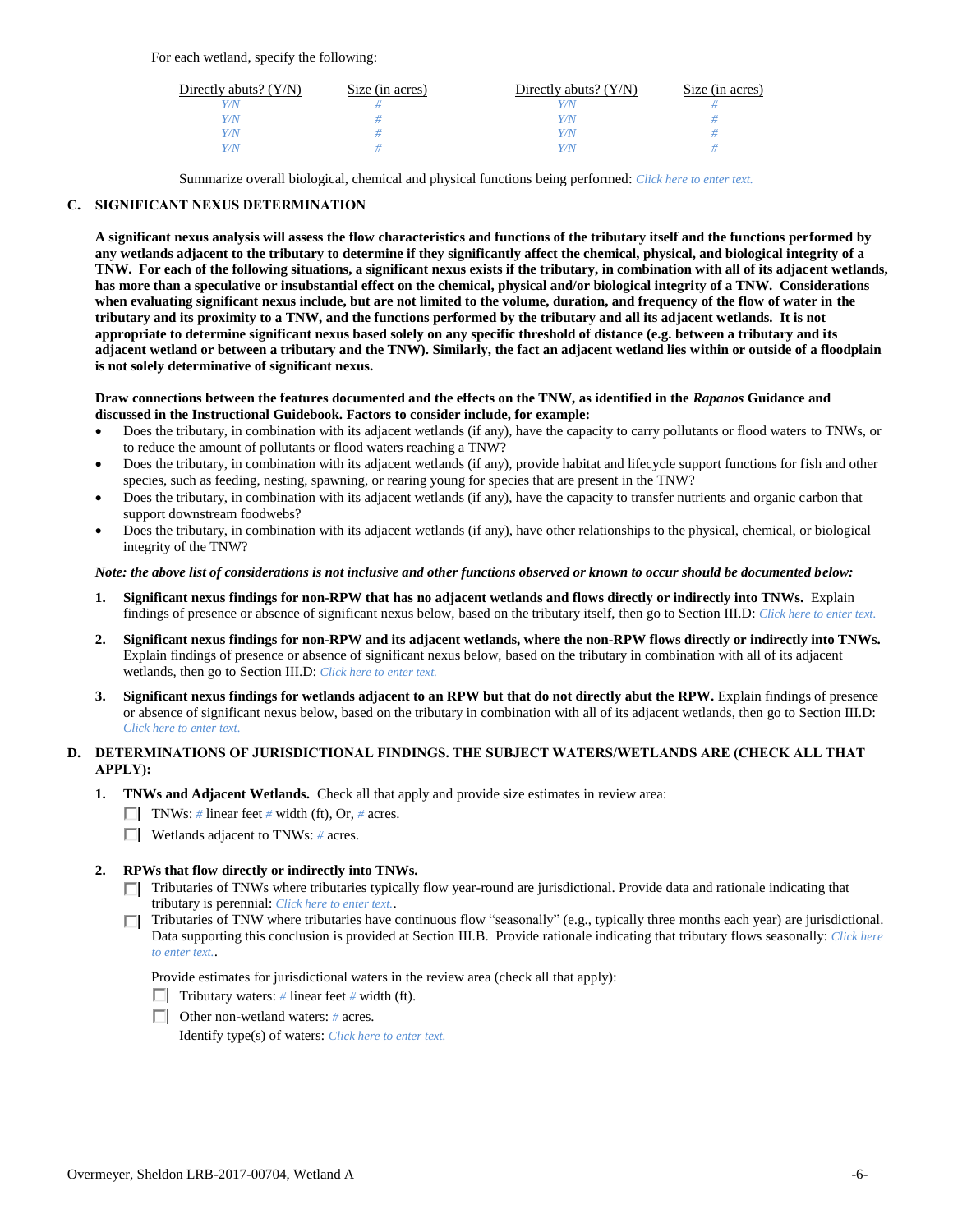For each wetland, specify the following:

| Directly abuts? (Y/N) | Size (in acres) | Directly abuts? (Y/N) | Size (in acres) |
|---|---|---|---|
| Y/N | # | Y/N | # |
| Y/N | # | Y/N | # |
| Y/N | # | Y/N | # |
| Y/N | # | Y/N | # |

Summarize overall biological, chemical and physical functions being performed: *Click here to enter text.*

## C. SIGNIFICANT NEXUS DETERMINATION

**A significant nexus analysis will assess the flow characteristics and functions of the tributary itself and the functions performed by any wetlands adjacent to the tributary to determine if they significantly affect the chemical, physical, and biological integrity of a TNW. For each of the following situations, a significant nexus exists if the tributary, in combination with all of its adjacent wetlands, has more than a speculative or insubstantial effect on the chemical, physical and/or biological integrity of a TNW. Considerations when evaluating significant nexus include, but are not limited to the volume, duration, and frequency of the flow of water in the tributary and its proximity to a TNW, and the functions performed by the tributary and all its adjacent wetlands. It is not appropriate to determine significant nexus based solely on any specific threshold of distance (e.g. between a tributary and its adjacent wetland or between a tributary and the TNW). Similarly, the fact an adjacent wetland lies within or outside of a floodplain is not solely determinative of significant nexus.**

**Draw connections between the features documented and the effects on the TNW, as identified in the *Rapanos* Guidance and discussed in the Instructional Guidebook. Factors to consider include, for example:**

- Does the tributary, in combination with its adjacent wetlands (if any), have the capacity to carry pollutants or flood waters to TNWs, or to reduce the amount of pollutants or flood waters reaching a TNW?
- Does the tributary, in combination with its adjacent wetlands (if any), provide habitat and lifecycle support functions for fish and other species, such as feeding, nesting, spawning, or rearing young for species that are present in the TNW?
- Does the tributary, in combination with its adjacent wetlands (if any), have the capacity to transfer nutrients and organic carbon that support downstream foodwebs?
- Does the tributary, in combination with its adjacent wetlands (if any), have other relationships to the physical, chemical, or biological integrity of the TNW?

***Note: the above list of considerations is not inclusive and other functions observed or known to occur should be documented below:***

1. **Significant nexus findings for non-RPW that has no adjacent wetlands and flows directly or indirectly into TNWs.** Explain findings of presence or absence of significant nexus below, based on the tributary itself, then go to Section III.D: *Click here to enter text.*

2. **Significant nexus findings for non-RPW and its adjacent wetlands, where the non-RPW flows directly or indirectly into TNWs.** Explain findings of presence or absence of significant nexus below, based on the tributary in combination with all of its adjacent wetlands, then go to Section III.D: *Click here to enter text.*

3. **Significant nexus findings for wetlands adjacent to an RPW but that do not directly abut the RPW.** Explain findings of presence or absence of significant nexus below, based on the tributary in combination with all of its adjacent wetlands, then go to Section III.D: *Click here to enter text.*

## D. DETERMINATIONS OF JURISDICTIONAL FINDINGS. THE SUBJECT WATERS/WETLANDS ARE (CHECK ALL THAT APPLY):

1. **TNWs and Adjacent Wetlands.** Check all that apply and provide size estimates in review area:
   - ☐ TNWs: # linear feet # width (ft), Or, # acres.
   - ☐ Wetlands adjacent to TNWs: # acres.

2. **RPWs that flow directly or indirectly into TNWs.**
   - ☐ Tributaries of TNWs where tributaries typically flow year-round are jurisdictional. Provide data and rationale indicating that tributary is perennial: *Click here to enter text.*.
   - ☐ Tributaries of TNW where tributaries have continuous flow "seasonally" (e.g., typically three months each year) are jurisdictional. Data supporting this conclusion is provided at Section III.B. Provide rationale indicating that tributary flows seasonally: *Click here to enter text.*.

   Provide estimates for jurisdictional waters in the review area (check all that apply):
   - ☐ Tributary waters: # linear feet # width (ft).
   - ☐ Other non-wetland waters: # acres.

     Identify type(s) of waters: *Click here to enter text.*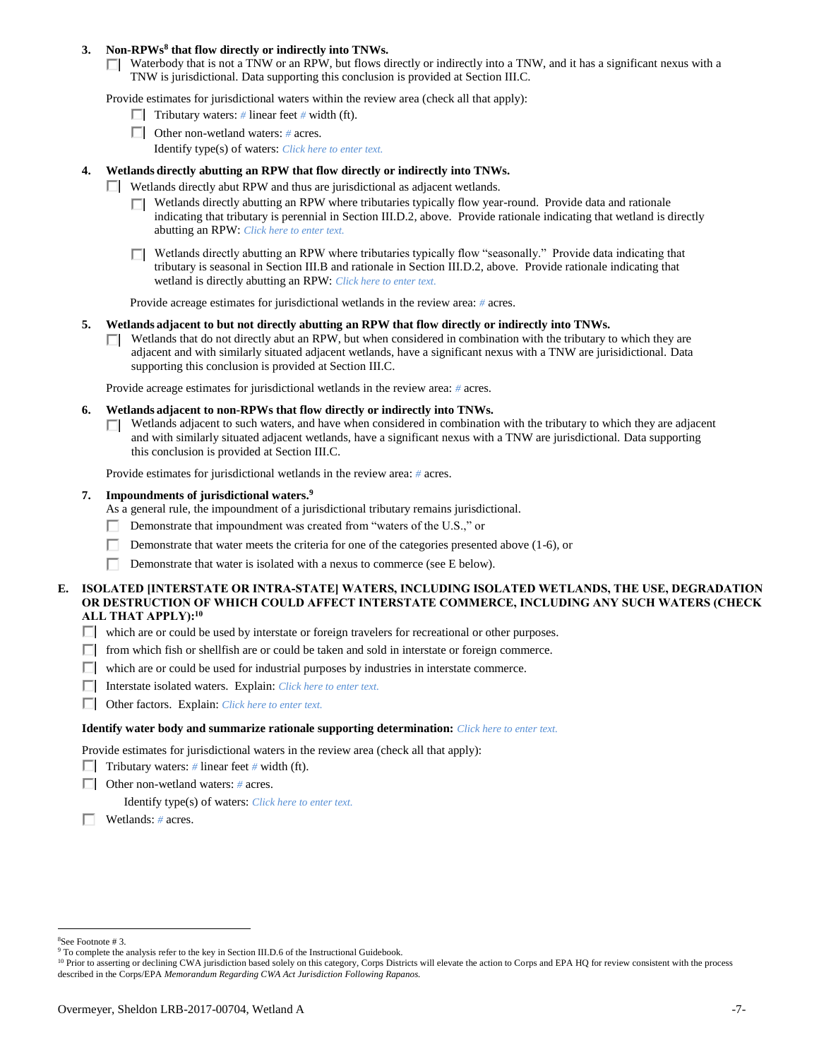**3. Non-RPWs[8] that flow directly or indirectly into TNWs.**

☐ Waterbody that is not a TNW or an RPW, but flows directly or indirectly into a TNW, and it has a significant nexus with a TNW is jurisdictional. Data supporting this conclusion is provided at Section III.C.

Provide estimates for jurisdictional waters within the review area (check all that apply):

- ☐ Tributary waters: *#* linear feet *#* width (ft).
- ☐ Other non-wetland waters: *#* acres.

  Identify type(s) of waters: *Click here to enter text.*

**4. Wetlands directly abutting an RPW that flow directly or indirectly into TNWs.**

☐ Wetlands directly abut RPW and thus are jurisdictional as adjacent wetlands.

- ☐ Wetlands directly abutting an RPW where tributaries typically flow year-round. Provide data and rationale indicating that tributary is perennial in Section III.D.2, above. Provide rationale indicating that wetland is directly abutting an RPW: *Click here to enter text.*

- ☐ Wetlands directly abutting an RPW where tributaries typically flow "seasonally." Provide data indicating that tributary is seasonal in Section III.B and rationale in Section III.D.2, above. Provide rationale indicating that wetland is directly abutting an RPW: *Click here to enter text.*

Provide acreage estimates for jurisdictional wetlands in the review area: *#* acres.

**5. Wetlands adjacent to but not directly abutting an RPW that flow directly or indirectly into TNWs.**

☐ Wetlands that do not directly abut an RPW, but when considered in combination with the tributary to which they are adjacent and with similarly situated adjacent wetlands, have a significant nexus with a TNW are jurisidictional. Data supporting this conclusion is provided at Section III.C.

Provide acreage estimates for jurisdictional wetlands in the review area: *#* acres.

**6. Wetlands adjacent to non-RPWs that flow directly or indirectly into TNWs.**

☐ Wetlands adjacent to such waters, and have when considered in combination with the tributary to which they are adjacent and with similarly situated adjacent wetlands, have a significant nexus with a TNW are jurisdictional. Data supporting this conclusion is provided at Section III.C.

Provide estimates for jurisdictional wetlands in the review area: *#* acres.

**7. Impoundments of jurisdictional waters.[9]**

As a general rule, the impoundment of a jurisdictional tributary remains jurisdictional.

- ☐ Demonstrate that impoundment was created from "waters of the U.S.," or
- ☐ Demonstrate that water meets the criteria for one of the categories presented above (1-6), or
- ☐ Demonstrate that water is isolated with a nexus to commerce (see E below).

**E. ISOLATED [INTERSTATE OR INTRA-STATE] WATERS, INCLUDING ISOLATED WETLANDS, THE USE, DEGRADATION OR DESTRUCTION OF WHICH COULD AFFECT INTERSTATE COMMERCE, INCLUDING ANY SUCH WATERS (CHECK ALL THAT APPLY):[10]**

- ☐ which are or could be used by interstate or foreign travelers for recreational or other purposes.
- ☐ from which fish or shellfish are or could be taken and sold in interstate or foreign commerce.
- ☐ which are or could be used for industrial purposes by industries in interstate commerce.
- ☐ Interstate isolated waters. Explain: *Click here to enter text.*
- ☐ Other factors. Explain: *Click here to enter text.*

**Identify water body and summarize rationale supporting determination:** *Click here to enter text.*

Provide estimates for jurisdictional waters in the review area (check all that apply):

- ☐ Tributary waters: *#* linear feet *#* width (ft).
- ☐ Other non-wetland waters: *#* acres.

  Identify type(s) of waters: *Click here to enter text.*
- ☐ Wetlands: *#* acres.

---

[8] See Footnote # 3.

[9] To complete the analysis refer to the key in Section III.D.6 of the Instructional Guidebook.

[10] Prior to asserting or declining CWA jurisdiction based solely on this category, Corps Districts will elevate the action to Corps and EPA HQ for review consistent with the process described in the Corps/EPA *Memorandum Regarding CWA Act Jurisdiction Following Rapanos.*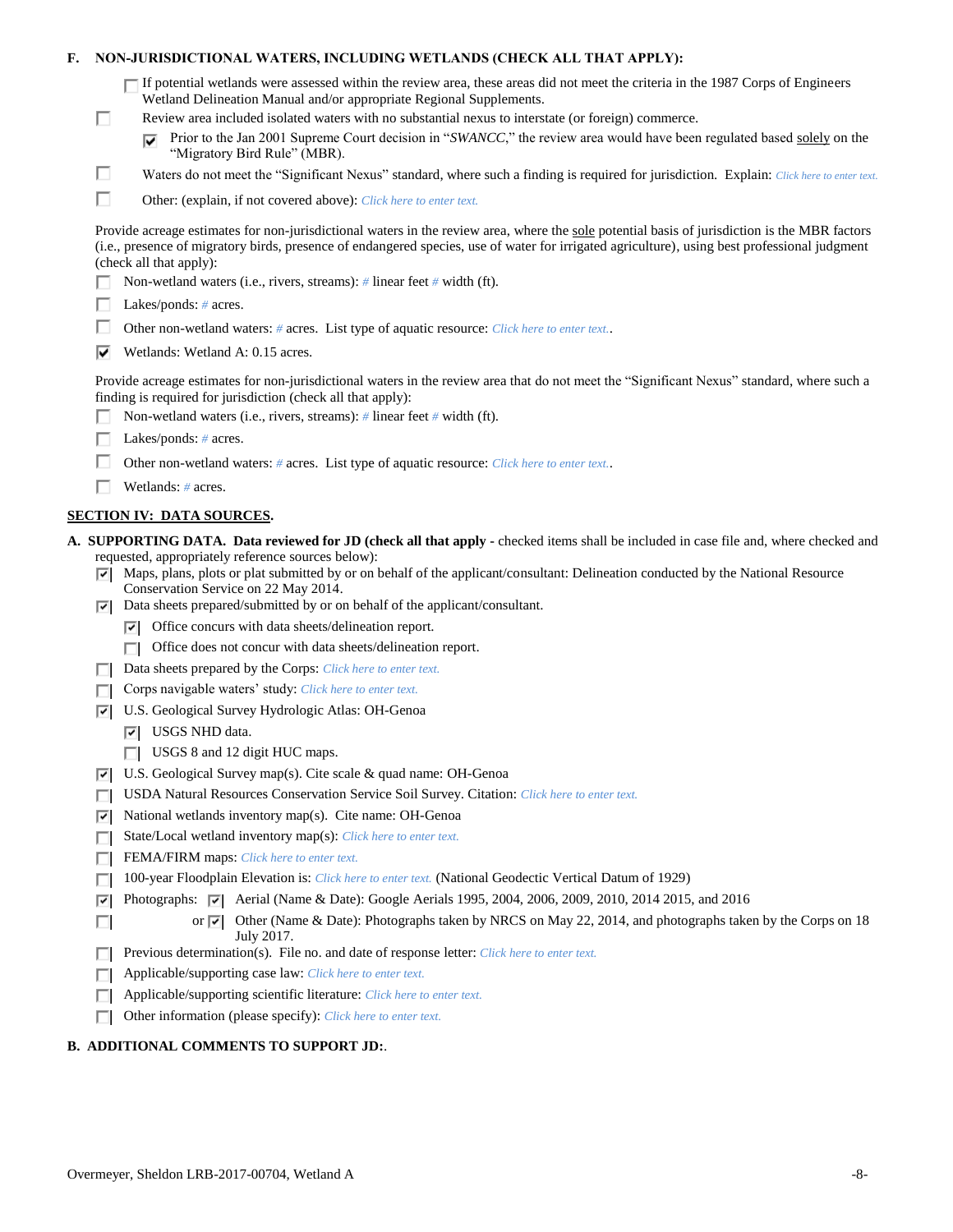**F. NON-JURISDICTIONAL WATERS, INCLUDING WETLANDS (CHECK ALL THAT APPLY):**

- ☐ If potential wetlands were assessed within the review area, these areas did not meet the criteria in the 1987 Corps of Engineers Wetland Delineation Manual and/or appropriate Regional Supplements.
- ☐ Review area included isolated waters with no substantial nexus to interstate (or foreign) commerce.
  - ☑ Prior to the Jan 2001 Supreme Court decision in "*SWANCC*," the review area would have been regulated based solely on the "Migratory Bird Rule" (MBR).
- ☐ Waters do not meet the "Significant Nexus" standard, where such a finding is required for jurisdiction. Explain: *Click here to enter text.*
- ☐ Other: (explain, if not covered above): *Click here to enter text.*

Provide acreage estimates for non-jurisdictional waters in the review area, where the sole potential basis of jurisdiction is the MBR factors (i.e., presence of migratory birds, presence of endangered species, use of water for irrigated agriculture), using best professional judgment (check all that apply):

- ☐ Non-wetland waters (i.e., rivers, streams): # linear feet # width (ft).
- ☐ Lakes/ponds: # acres.
- ☐ Other non-wetland waters: # acres. List type of aquatic resource: *Click here to enter text.*.
- ☑ Wetlands: Wetland A: 0.15 acres.

Provide acreage estimates for non-jurisdictional waters in the review area that do not meet the "Significant Nexus" standard, where such a finding is required for jurisdiction (check all that apply):

- ☐ Non-wetland waters (i.e., rivers, streams): # linear feet # width (ft).
- ☐ Lakes/ponds: # acres.
- ☐ Other non-wetland waters: # acres. List type of aquatic resource: *Click here to enter text.*.
- ☐ Wetlands: # acres.

## SECTION IV: DATA SOURCES.

**A. SUPPORTING DATA. Data reviewed for JD (check all that apply** - checked items shall be included in case file and, where checked and requested, appropriately reference sources below):

- ☑ Maps, plans, plots or plat submitted by or on behalf of the applicant/consultant: Delineation conducted by the National Resource Conservation Service on 22 May 2014.
- ☑ Data sheets prepared/submitted by or on behalf of the applicant/consultant.
  - ☑ Office concurs with data sheets/delineation report.
  - ☐ Office does not concur with data sheets/delineation report.
- ☐ Data sheets prepared by the Corps: *Click here to enter text.*
- ☐ Corps navigable waters' study: *Click here to enter text.*
- ☑ U.S. Geological Survey Hydrologic Atlas: OH-Genoa
  - ☑ USGS NHD data.
  - ☐ USGS 8 and 12 digit HUC maps.
- ☑ U.S. Geological Survey map(s). Cite scale & quad name: OH-Genoa
- ☐ USDA Natural Resources Conservation Service Soil Survey. Citation: *Click here to enter text.*
- ☑ National wetlands inventory map(s). Cite name: OH-Genoa
- ☐ State/Local wetland inventory map(s): *Click here to enter text.*
- ☐ FEMA/FIRM maps: *Click here to enter text.*
- ☐ 100-year Floodplain Elevation is: *Click here to enter text.* (National Geodectic Vertical Datum of 1929)
- ☑ Photographs: ☑ Aerial (Name & Date): Google Aerials 1995, 2004, 2006, 2009, 2010, 2014 2015, and 2016
- ☐ or ☑ Other (Name & Date): Photographs taken by NRCS on May 22, 2014, and photographs taken by the Corps on 18 July 2017.
- ☐ Previous determination(s). File no. and date of response letter: *Click here to enter text.*
- ☐ Applicable/supporting case law: *Click here to enter text.*
- ☐ Applicable/supporting scientific literature: *Click here to enter text.*
- ☐ Other information (please specify): *Click here to enter text.*

**B. ADDITIONAL COMMENTS TO SUPPORT JD:**.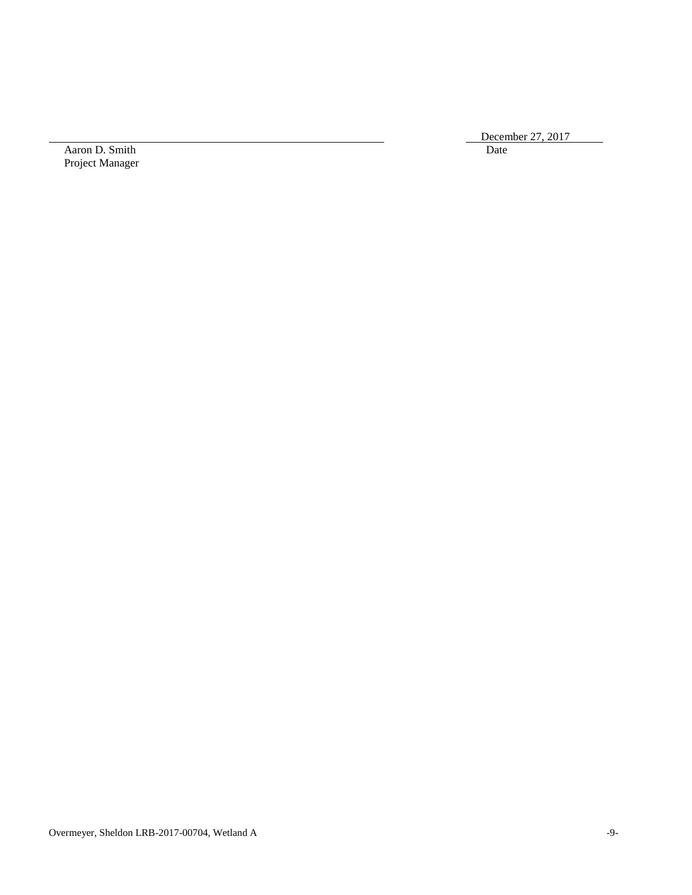Aaron D. Smith
Project Manager

December 27, 2017
Date